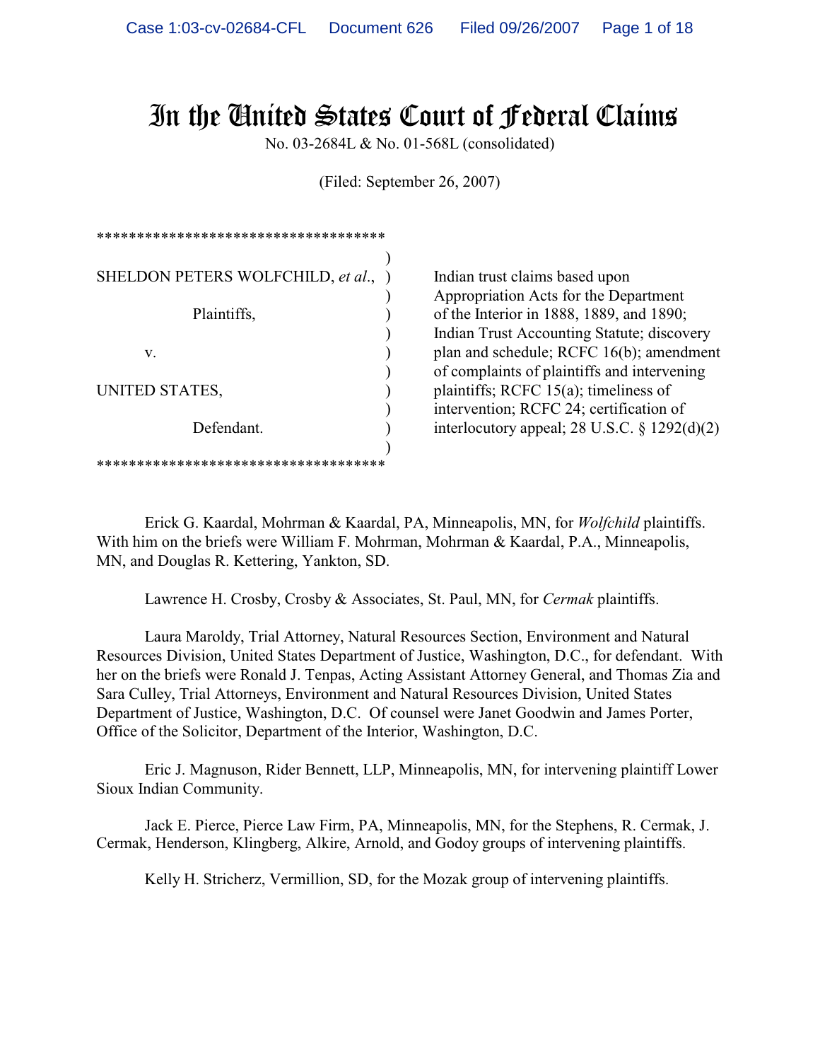# In the United States Court of Federal Claims

No. 03-2684L & No. 01-568L (consolidated)

(Filed: September 26, 2007)

| | |
|---|---|
| SHELDON PETERS WOLFCHILD, *et al.*,<br><br>Plaintiffs,<br><br>v.<br><br>UNITED STATES,<br><br>Defendant. | Indian trust claims based upon Appropriation Acts for the Department of the Interior in 1888, 1889, and 1890; Indian Trust Accounting Statute; discovery plan and schedule; RCFC 16(b); amendment of complaints of plaintiffs and intervening plaintiffs; RCFC 15(a); timeliness of intervention; RCFC 24; certification of interlocutory appeal; 28 U.S.C. § 1292(d)(2) |

Erick G. Kaardal, Mohrman & Kaardal, PA, Minneapolis, MN, for *Wolfchild* plaintiffs. With him on the briefs were William F. Mohrman, Mohrman & Kaardal, P.A., Minneapolis, MN, and Douglas R. Kettering, Yankton, SD.

Lawrence H. Crosby, Crosby & Associates, St. Paul, MN, for *Cermak* plaintiffs.

Laura Maroldy, Trial Attorney, Natural Resources Section, Environment and Natural Resources Division, United States Department of Justice, Washington, D.C., for defendant. With her on the briefs were Ronald J. Tenpas, Acting Assistant Attorney General, and Thomas Zia and Sara Culley, Trial Attorneys, Environment and Natural Resources Division, United States Department of Justice, Washington, D.C. Of counsel were Janet Goodwin and James Porter, Office of the Solicitor, Department of the Interior, Washington, D.C.

Eric J. Magnuson, Rider Bennett, LLP, Minneapolis, MN, for intervening plaintiff Lower Sioux Indian Community.

Jack E. Pierce, Pierce Law Firm, PA, Minneapolis, MN, for the Stephens, R. Cermak, J. Cermak, Henderson, Klingberg, Alkire, Arnold, and Godoy groups of intervening plaintiffs.

Kelly H. Stricherz, Vermillion, SD, for the Mozak group of intervening plaintiffs.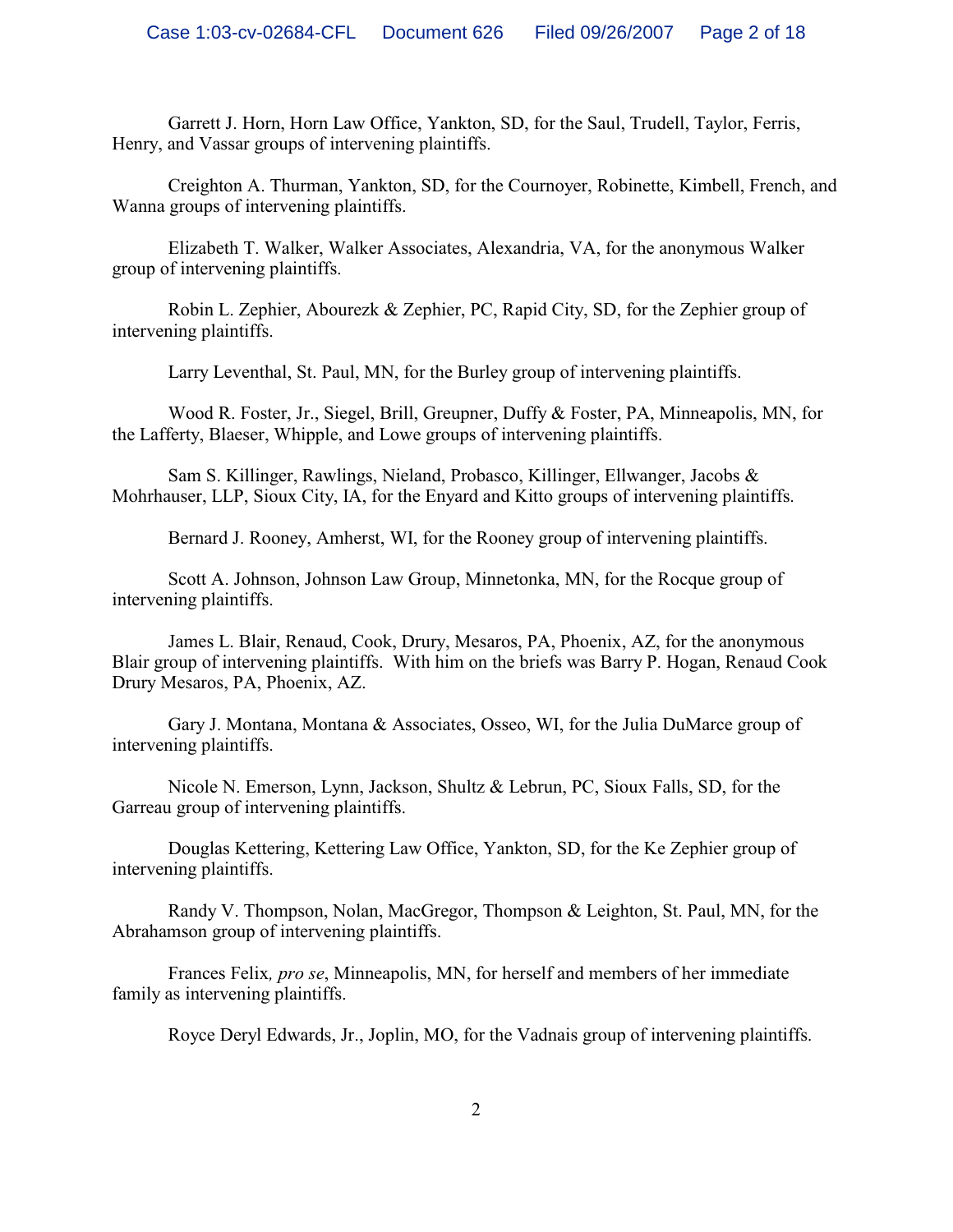Garrett J. Horn, Horn Law Office, Yankton, SD, for the Saul, Trudell, Taylor, Ferris, Henry, and Vassar groups of intervening plaintiffs.

Creighton A. Thurman, Yankton, SD, for the Cournoyer, Robinette, Kimbell, French, and Wanna groups of intervening plaintiffs.

Elizabeth T. Walker, Walker Associates, Alexandria, VA, for the anonymous Walker group of intervening plaintiffs.

Robin L. Zephier, Abourezk & Zephier, PC, Rapid City, SD, for the Zephier group of intervening plaintiffs.

Larry Leventhal, St. Paul, MN, for the Burley group of intervening plaintiffs.

Wood R. Foster, Jr., Siegel, Brill, Greupner, Duffy & Foster, PA, Minneapolis, MN, for the Lafferty, Blaeser, Whipple, and Lowe groups of intervening plaintiffs.

Sam S. Killinger, Rawlings, Nieland, Probasco, Killinger, Ellwanger, Jacobs & Mohrhauser, LLP, Sioux City, IA, for the Enyard and Kitto groups of intervening plaintiffs.

Bernard J. Rooney, Amherst, WI, for the Rooney group of intervening plaintiffs.

Scott A. Johnson, Johnson Law Group, Minnetonka, MN, for the Rocque group of intervening plaintiffs.

James L. Blair, Renaud, Cook, Drury, Mesaros, PA, Phoenix, AZ, for the anonymous Blair group of intervening plaintiffs. With him on the briefs was Barry P. Hogan, Renaud Cook Drury Mesaros, PA, Phoenix, AZ.

Gary J. Montana, Montana & Associates, Osseo, WI, for the Julia DuMarce group of intervening plaintiffs.

Nicole N. Emerson, Lynn, Jackson, Shultz & Lebrun, PC, Sioux Falls, SD, for the Garreau group of intervening plaintiffs.

Douglas Kettering, Kettering Law Office, Yankton, SD, for the Ke Zephier group of intervening plaintiffs.

Randy V. Thompson, Nolan, MacGregor, Thompson & Leighton, St. Paul, MN, for the Abrahamson group of intervening plaintiffs.

Frances Felix*, pro se*, Minneapolis, MN, for herself and members of her immediate family as intervening plaintiffs.

Royce Deryl Edwards, Jr., Joplin, MO, for the Vadnais group of intervening plaintiffs.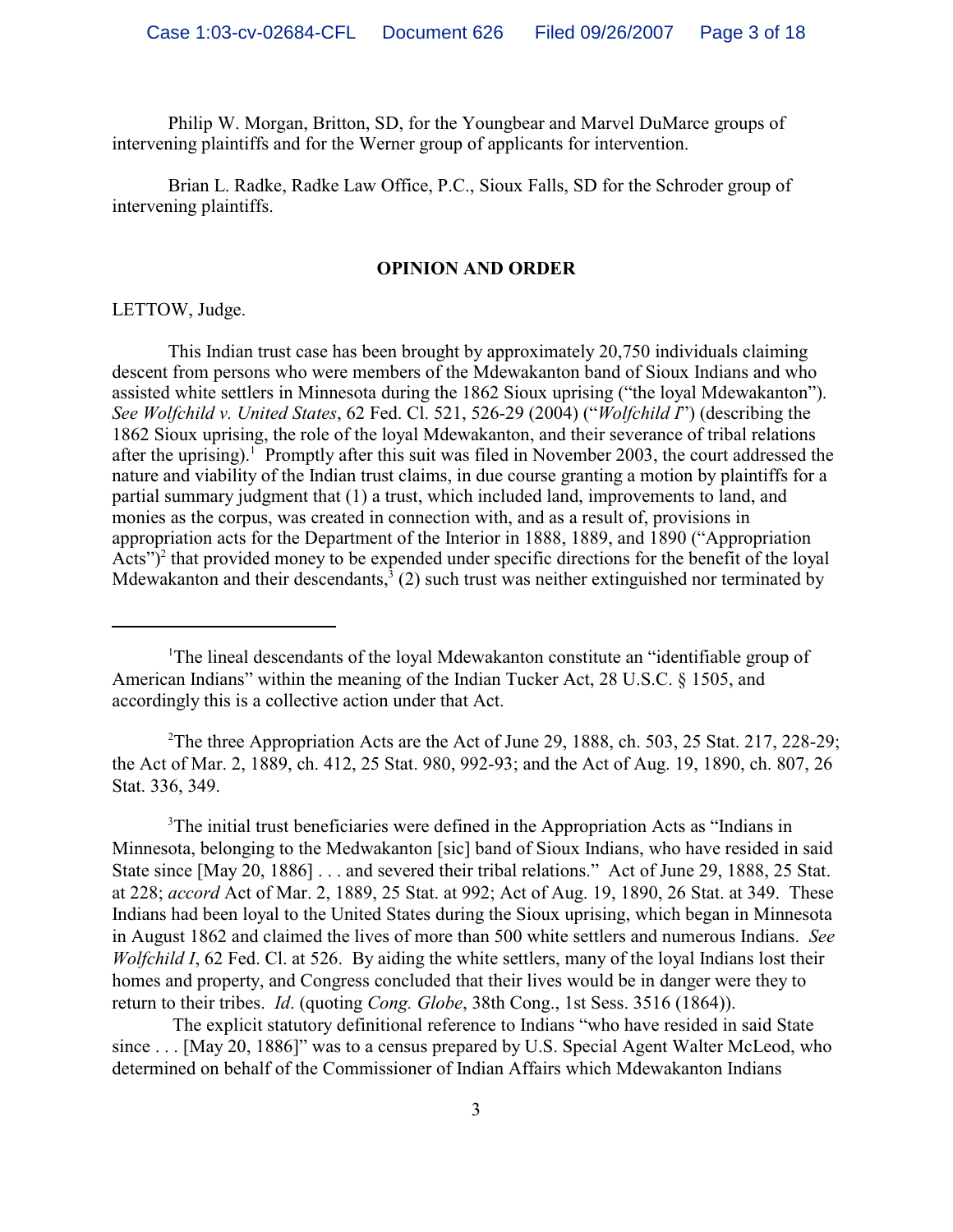Philip W. Morgan, Britton, SD, for the Youngbear and Marvel DuMarce groups of intervening plaintiffs and for the Werner group of applicants for intervention.

Brian L. Radke, Radke Law Office, P.C., Sioux Falls, SD for the Schroder group of intervening plaintiffs.

**OPINION AND ORDER**

LETTOW, Judge.

This Indian trust case has been brought by approximately 20,750 individuals claiming descent from persons who were members of the Mdewakanton band of Sioux Indians and who assisted white settlers in Minnesota during the 1862 Sioux uprising ("the loyal Mdewakanton"). *See Wolfchild v. United States*, 62 Fed. Cl. 521, 526-29 (2004) ("*Wolfchild I*") (describing the 1862 Sioux uprising, the role of the loyal Mdewakanton, and their severance of tribal relations after the uprising).[1] Promptly after this suit was filed in November 2003, the court addressed the nature and viability of the Indian trust claims, in due course granting a motion by plaintiffs for a partial summary judgment that (1) a trust, which included land, improvements to land, and monies as the corpus, was created in connection with, and as a result of, provisions in appropriation acts for the Department of the Interior in 1888, 1889, and 1890 ("Appropriation Acts")[2] that provided money to be expended under specific directions for the benefit of the loyal Mdewakanton and their descendants,[3] (2) such trust was neither extinguished nor terminated by

---

[1]The lineal descendants of the loyal Mdewakanton constitute an "identifiable group of American Indians" within the meaning of the Indian Tucker Act, 28 U.S.C. § 1505, and accordingly this is a collective action under that Act.

[2]The three Appropriation Acts are the Act of June 29, 1888, ch. 503, 25 Stat. 217, 228-29; the Act of Mar. 2, 1889, ch. 412, 25 Stat. 980, 992-93; and the Act of Aug. 19, 1890, ch. 807, 26 Stat. 336, 349.

[3]The initial trust beneficiaries were defined in the Appropriation Acts as "Indians in Minnesota, belonging to the Medwakanton [sic] band of Sioux Indians, who have resided in said State since [May 20, 1886] . . . and severed their tribal relations." Act of June 29, 1888, 25 Stat. at 228; *accord* Act of Mar. 2, 1889, 25 Stat. at 992; Act of Aug. 19, 1890, 26 Stat. at 349. These Indians had been loyal to the United States during the Sioux uprising, which began in Minnesota in August 1862 and claimed the lives of more than 500 white settlers and numerous Indians. *See Wolfchild I*, 62 Fed. Cl. at 526. By aiding the white settlers, many of the loyal Indians lost their homes and property, and Congress concluded that their lives would be in danger were they to return to their tribes. *Id*. (quoting *Cong. Globe*, 38th Cong., 1st Sess. 3516 (1864)).

The explicit statutory definitional reference to Indians "who have resided in said State since . . . [May 20, 1886]" was to a census prepared by U.S. Special Agent Walter McLeod, who determined on behalf of the Commissioner of Indian Affairs which Mdewakanton Indians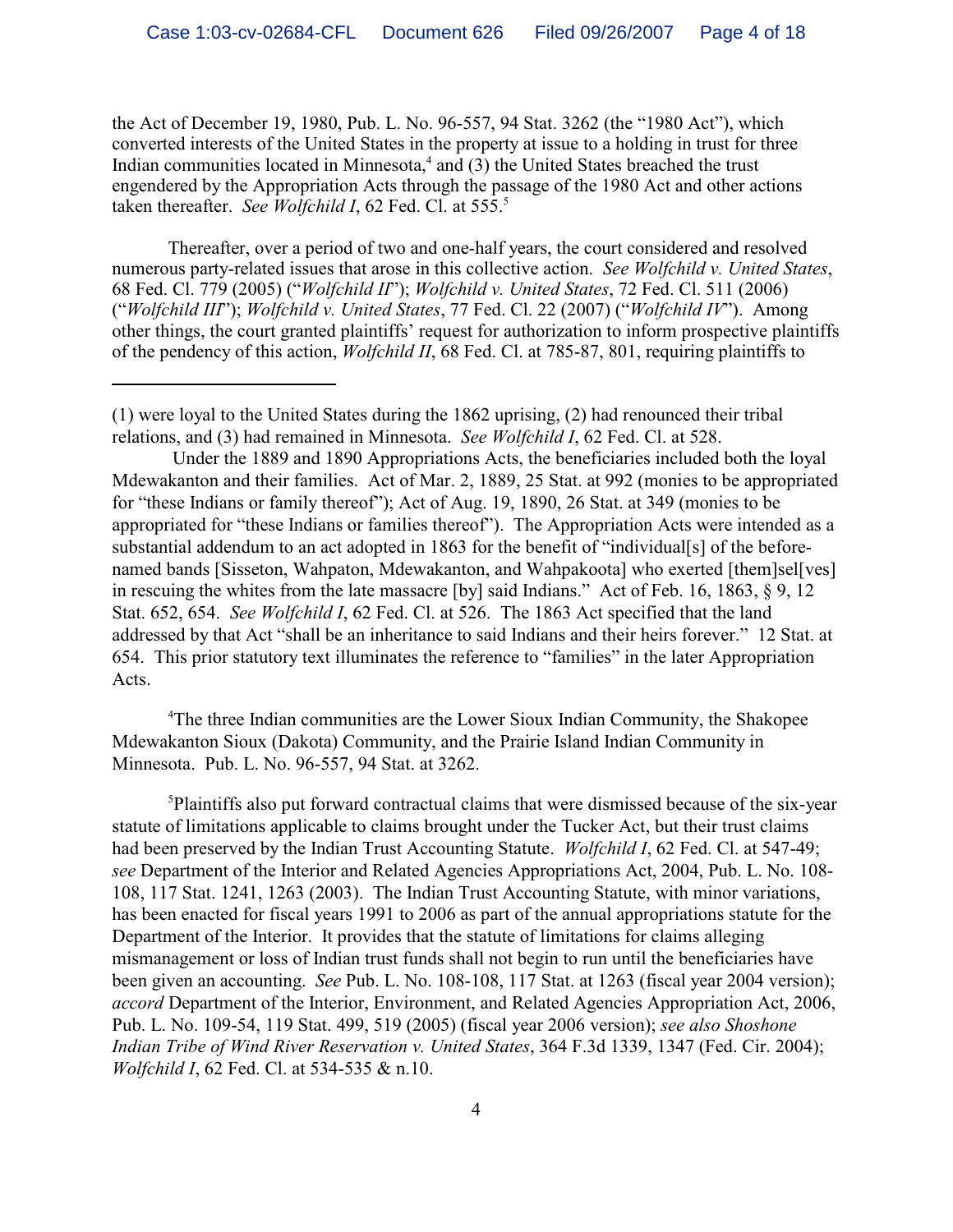the Act of December 19, 1980, Pub. L. No. 96-557, 94 Stat. 3262 (the "1980 Act"), which converted interests of the United States in the property at issue to a holding in trust for three Indian communities located in Minnesota,[4] and (3) the United States breached the trust engendered by the Appropriation Acts through the passage of the 1980 Act and other actions taken thereafter. *See Wolfchild I*, 62 Fed. Cl. at 555.[5]

Thereafter, over a period of two and one-half years, the court considered and resolved numerous party-related issues that arose in this collective action. *See Wolfchild v. United States*, 68 Fed. Cl. 779 (2005) ("*Wolfchild II*"); *Wolfchild v. United States*, 72 Fed. Cl. 511 (2006) ("*Wolfchild III*"); *Wolfchild v. United States*, 77 Fed. Cl. 22 (2007) ("*Wolfchild IV*"). Among other things, the court granted plaintiffs' request for authorization to inform prospective plaintiffs of the pendency of this action, *Wolfchild II*, 68 Fed. Cl. at 785-87, 801, requiring plaintiffs to

---

(1) were loyal to the United States during the 1862 uprising, (2) had renounced their tribal relations, and (3) had remained in Minnesota. *See Wolfchild I*, 62 Fed. Cl. at 528.

Under the 1889 and 1890 Appropriations Acts, the beneficiaries included both the loyal Mdewakanton and their families. Act of Mar. 2, 1889, 25 Stat. at 992 (monies to be appropriated for "these Indians or family thereof"); Act of Aug. 19, 1890, 26 Stat. at 349 (monies to be appropriated for "these Indians or families thereof"). The Appropriation Acts were intended as a substantial addendum to an act adopted in 1863 for the benefit of "individual[s] of the before-named bands [Sisseton, Wahpaton, Mdewakanton, and Wahpakoota] who exerted [them]sel[ves] in rescuing the whites from the late massacre [by] said Indians." Act of Feb. 16, 1863, § 9, 12 Stat. 652, 654. *See Wolfchild I*, 62 Fed. Cl. at 526. The 1863 Act specified that the land addressed by that Act "shall be an inheritance to said Indians and their heirs forever." 12 Stat. at 654. This prior statutory text illuminates the reference to "families" in the later Appropriation Acts.

[4]The three Indian communities are the Lower Sioux Indian Community, the Shakopee Mdewakanton Sioux (Dakota) Community, and the Prairie Island Indian Community in Minnesota. Pub. L. No. 96-557, 94 Stat. at 3262.

[5]Plaintiffs also put forward contractual claims that were dismissed because of the six-year statute of limitations applicable to claims brought under the Tucker Act, but their trust claims had been preserved by the Indian Trust Accounting Statute. *Wolfchild I*, 62 Fed. Cl. at 547-49; *see* Department of the Interior and Related Agencies Appropriations Act, 2004, Pub. L. No. 108-108, 117 Stat. 1241, 1263 (2003). The Indian Trust Accounting Statute, with minor variations, has been enacted for fiscal years 1991 to 2006 as part of the annual appropriations statute for the Department of the Interior. It provides that the statute of limitations for claims alleging mismanagement or loss of Indian trust funds shall not begin to run until the beneficiaries have been given an accounting. *See* Pub. L. No. 108-108, 117 Stat. at 1263 (fiscal year 2004 version); *accord* Department of the Interior, Environment, and Related Agencies Appropriation Act, 2006, Pub. L. No. 109-54, 119 Stat. 499, 519 (2005) (fiscal year 2006 version); *see also Shoshone Indian Tribe of Wind River Reservation v. United States*, 364 F.3d 1339, 1347 (Fed. Cir. 2004); *Wolfchild I*, 62 Fed. Cl. at 534-535 & n.10.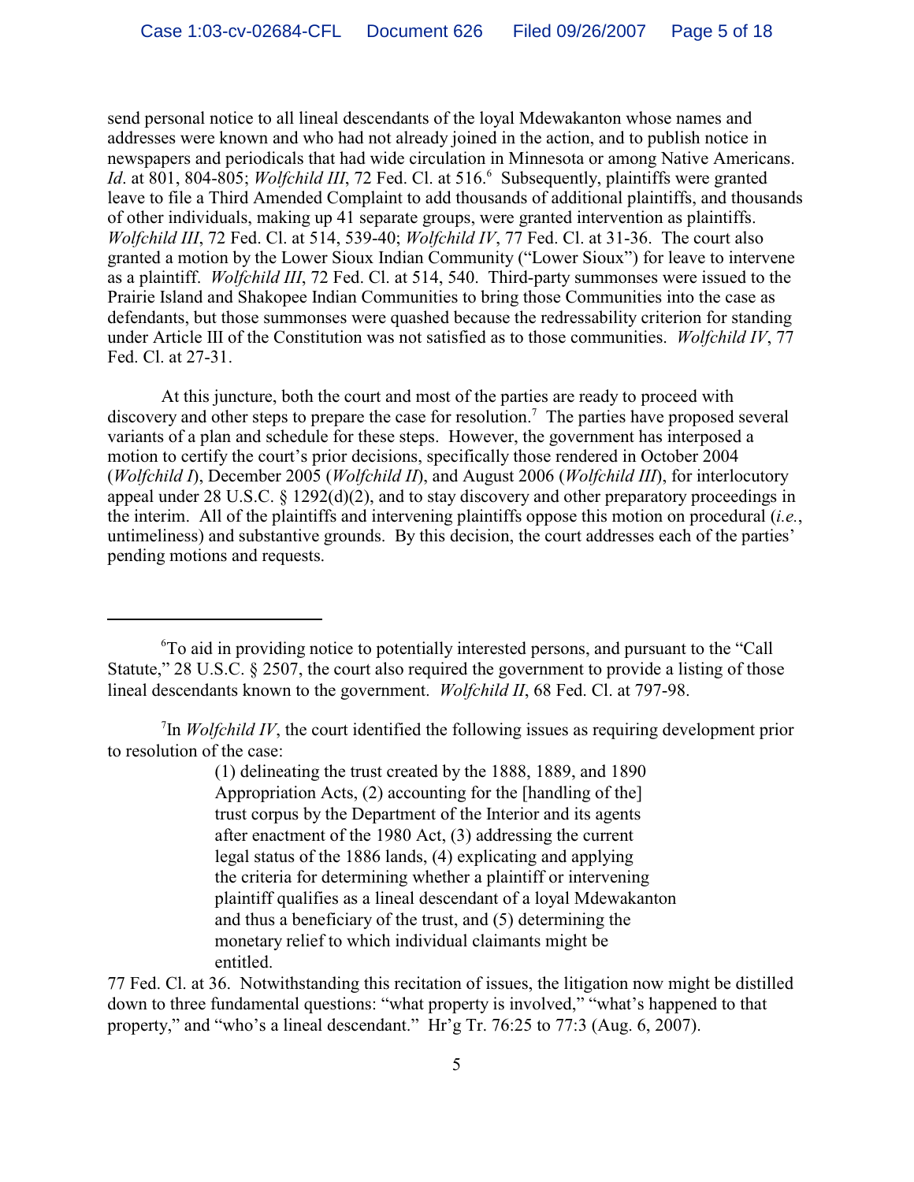send personal notice to all lineal descendants of the loyal Mdewakanton whose names and addresses were known and who had not already joined in the action, and to publish notice in newspapers and periodicals that had wide circulation in Minnesota or among Native Americans. *Id*. at 801, 804-805; *Wolfchild III*, 72 Fed. Cl. at 516.[6] Subsequently, plaintiffs were granted leave to file a Third Amended Complaint to add thousands of additional plaintiffs, and thousands of other individuals, making up 41 separate groups, were granted intervention as plaintiffs. *Wolfchild III*, 72 Fed. Cl. at 514, 539-40; *Wolfchild IV*, 77 Fed. Cl. at 31-36. The court also granted a motion by the Lower Sioux Indian Community ("Lower Sioux") for leave to intervene as a plaintiff. *Wolfchild III*, 72 Fed. Cl. at 514, 540. Third-party summonses were issued to the Prairie Island and Shakopee Indian Communities to bring those Communities into the case as defendants, but those summonses were quashed because the redressability criterion for standing under Article III of the Constitution was not satisfied as to those communities. *Wolfchild IV*, 77 Fed. Cl. at 27-31.

At this juncture, both the court and most of the parties are ready to proceed with discovery and other steps to prepare the case for resolution.[7] The parties have proposed several variants of a plan and schedule for these steps. However, the government has interposed a motion to certify the court's prior decisions, specifically those rendered in October 2004 (*Wolfchild I*), December 2005 (*Wolfchild II*), and August 2006 (*Wolfchild III*), for interlocutory appeal under 28 U.S.C. § 1292(d)(2), and to stay discovery and other preparatory proceedings in the interim. All of the plaintiffs and intervening plaintiffs oppose this motion on procedural (*i.e.*, untimeliness) and substantive grounds. By this decision, the court addresses each of the parties' pending motions and requests.

---

[6]To aid in providing notice to potentially interested persons, and pursuant to the "Call Statute," 28 U.S.C. § 2507, the court also required the government to provide a listing of those lineal descendants known to the government. *Wolfchild II*, 68 Fed. Cl. at 797-98.

[7]In *Wolfchild IV*, the court identified the following issues as requiring development prior to resolution of the case:

> (1) delineating the trust created by the 1888, 1889, and 1890 Appropriation Acts, (2) accounting for the [handling of the] trust corpus by the Department of the Interior and its agents after enactment of the 1980 Act, (3) addressing the current legal status of the 1886 lands, (4) explicating and applying the criteria for determining whether a plaintiff or intervening plaintiff qualifies as a lineal descendant of a loyal Mdewakanton and thus a beneficiary of the trust, and (5) determining the monetary relief to which individual claimants might be entitled.

77 Fed. Cl. at 36. Notwithstanding this recitation of issues, the litigation now might be distilled down to three fundamental questions: "what property is involved," "what's happened to that property," and "who's a lineal descendant." Hr'g Tr. 76:25 to 77:3 (Aug. 6, 2007).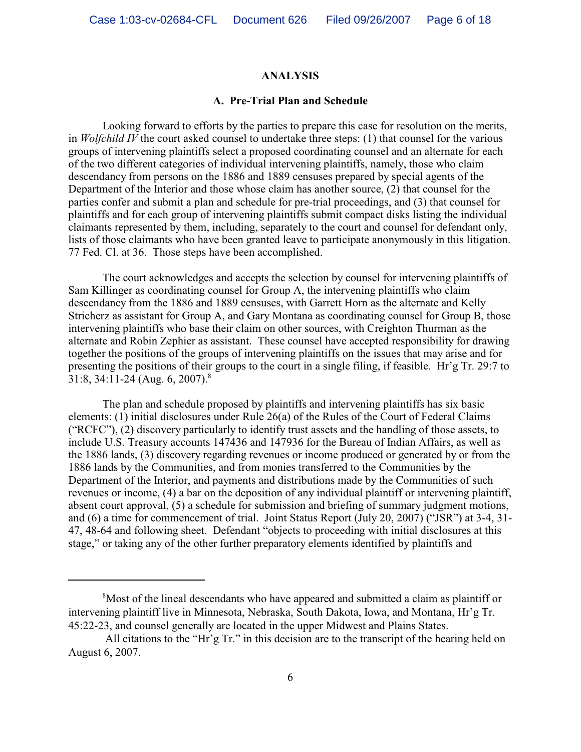## ANALYSIS

### A. Pre-Trial Plan and Schedule

Looking forward to efforts by the parties to prepare this case for resolution on the merits, in *Wolfchild IV* the court asked counsel to undertake three steps: (1) that counsel for the various groups of intervening plaintiffs select a proposed coordinating counsel and an alternate for each of the two different categories of individual intervening plaintiffs, namely, those who claim descendancy from persons on the 1886 and 1889 censuses prepared by special agents of the Department of the Interior and those whose claim has another source, (2) that counsel for the parties confer and submit a plan and schedule for pre-trial proceedings, and (3) that counsel for plaintiffs and for each group of intervening plaintiffs submit compact disks listing the individual claimants represented by them, including, separately to the court and counsel for defendant only, lists of those claimants who have been granted leave to participate anonymously in this litigation. 77 Fed. Cl. at 36. Those steps have been accomplished.

The court acknowledges and accepts the selection by counsel for intervening plaintiffs of Sam Killinger as coordinating counsel for Group A, the intervening plaintiffs who claim descendancy from the 1886 and 1889 censuses, with Garrett Horn as the alternate and Kelly Stricherz as assistant for Group A, and Gary Montana as coordinating counsel for Group B, those intervening plaintiffs who base their claim on other sources, with Creighton Thurman as the alternate and Robin Zephier as assistant. These counsel have accepted responsibility for drawing together the positions of the groups of intervening plaintiffs on the issues that may arise and for presenting the positions of their groups to the court in a single filing, if feasible. Hr'g Tr. 29:7 to 31:8, 34:11-24 (Aug. 6, 2007).[8]

The plan and schedule proposed by plaintiffs and intervening plaintiffs has six basic elements: (1) initial disclosures under Rule 26(a) of the Rules of the Court of Federal Claims ("RCFC"), (2) discovery particularly to identify trust assets and the handling of those assets, to include U.S. Treasury accounts 147436 and 147936 for the Bureau of Indian Affairs, as well as the 1886 lands, (3) discovery regarding revenues or income produced or generated by or from the 1886 lands by the Communities, and from monies transferred to the Communities by the Department of the Interior, and payments and distributions made by the Communities of such revenues or income, (4) a bar on the deposition of any individual plaintiff or intervening plaintiff, absent court approval, (5) a schedule for submission and briefing of summary judgment motions, and (6) a time for commencement of trial. Joint Status Report (July 20, 2007) ("JSR") at 3-4, 31-47, 48-64 and following sheet. Defendant "objects to proceeding with initial disclosures at this stage," or taking any of the other further preparatory elements identified by plaintiffs and

---

[8]Most of the lineal descendants who have appeared and submitted a claim as plaintiff or intervening plaintiff live in Minnesota, Nebraska, South Dakota, Iowa, and Montana, Hr'g Tr. 45:22-23, and counsel generally are located in the upper Midwest and Plains States.

All citations to the "Hr'g Tr." in this decision are to the transcript of the hearing held on August 6, 2007.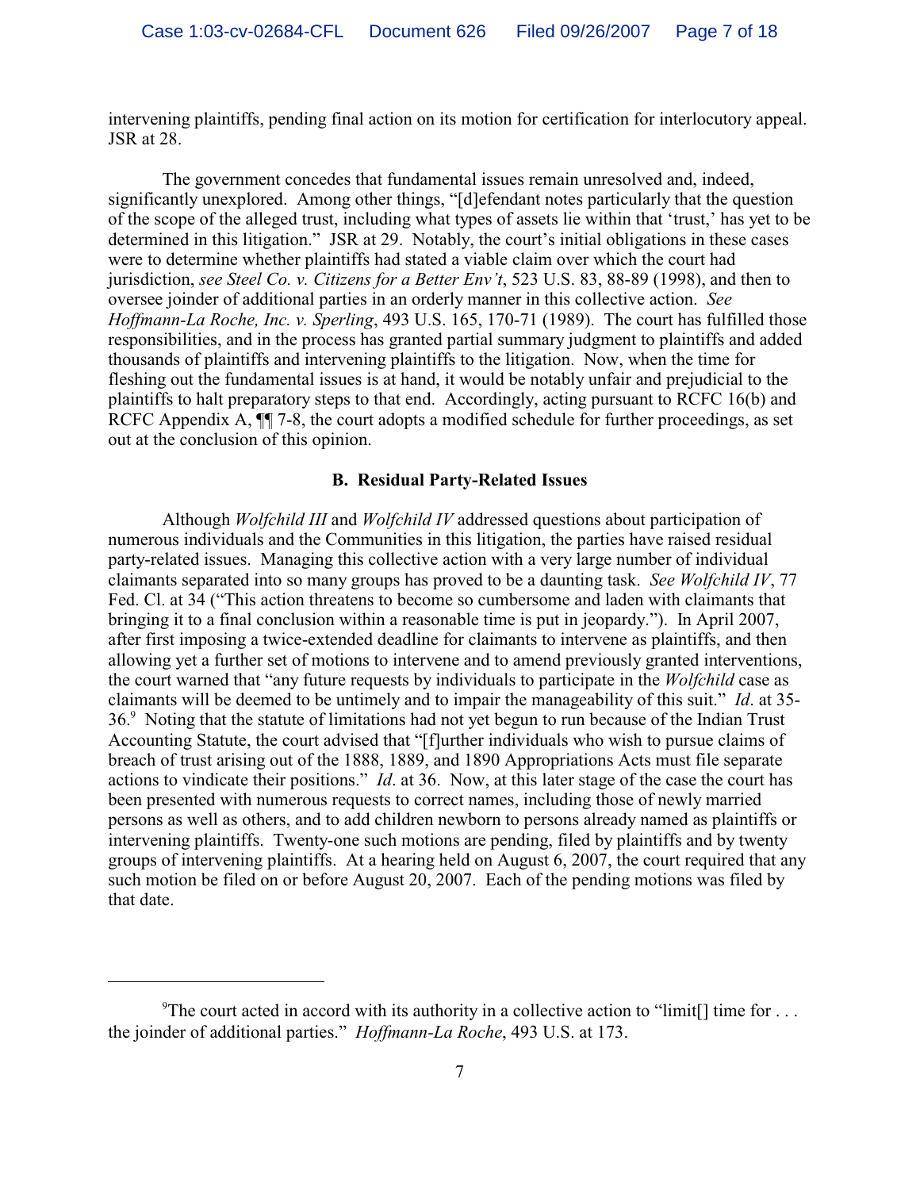intervening plaintiffs, pending final action on its motion for certification for interlocutory appeal. JSR at 28.

The government concedes that fundamental issues remain unresolved and, indeed, significantly unexplored. Among other things, "[d]efendant notes particularly that the question of the scope of the alleged trust, including what types of assets lie within that 'trust,' has yet to be determined in this litigation." JSR at 29. Notably, the court's initial obligations in these cases were to determine whether plaintiffs had stated a viable claim over which the court had jurisdiction, *see Steel Co. v. Citizens for a Better Env't*, 523 U.S. 83, 88-89 (1998), and then to oversee joinder of additional parties in an orderly manner in this collective action. *See Hoffmann-La Roche, Inc. v. Sperling*, 493 U.S. 165, 170-71 (1989). The court has fulfilled those responsibilities, and in the process has granted partial summary judgment to plaintiffs and added thousands of plaintiffs and intervening plaintiffs to the litigation. Now, when the time for fleshing out the fundamental issues is at hand, it would be notably unfair and prejudicial to the plaintiffs to halt preparatory steps to that end. Accordingly, acting pursuant to RCFC 16(b) and RCFC Appendix A, ¶¶ 7-8, the court adopts a modified schedule for further proceedings, as set out at the conclusion of this opinion.

### B. Residual Party-Related Issues

Although *Wolfchild III* and *Wolfchild IV* addressed questions about participation of numerous individuals and the Communities in this litigation, the parties have raised residual party-related issues. Managing this collective action with a very large number of individual claimants separated into so many groups has proved to be a daunting task. *See Wolfchild IV*, 77 Fed. Cl. at 34 ("This action threatens to become so cumbersome and laden with claimants that bringing it to a final conclusion within a reasonable time is put in jeopardy."). In April 2007, after first imposing a twice-extended deadline for claimants to intervene as plaintiffs, and then allowing yet a further set of motions to intervene and to amend previously granted interventions, the court warned that "any future requests by individuals to participate in the *Wolfchild* case as claimants will be deemed to be untimely and to impair the manageability of this suit." *Id*. at 35-36.[9] Noting that the statute of limitations had not yet begun to run because of the Indian Trust Accounting Statute, the court advised that "[f]urther individuals who wish to pursue claims of breach of trust arising out of the 1888, 1889, and 1890 Appropriations Acts must file separate actions to vindicate their positions." *Id*. at 36. Now, at this later stage of the case the court has been presented with numerous requests to correct names, including those of newly married persons as well as others, and to add children newborn to persons already named as plaintiffs or intervening plaintiffs. Twenty-one such motions are pending, filed by plaintiffs and by twenty groups of intervening plaintiffs. At a hearing held on August 6, 2007, the court required that any such motion be filed on or before August 20, 2007. Each of the pending motions was filed by that date.

---

[9]The court acted in accord with its authority in a collective action to "limit[] time for . . . the joinder of additional parties." *Hoffmann-La Roche*, 493 U.S. at 173.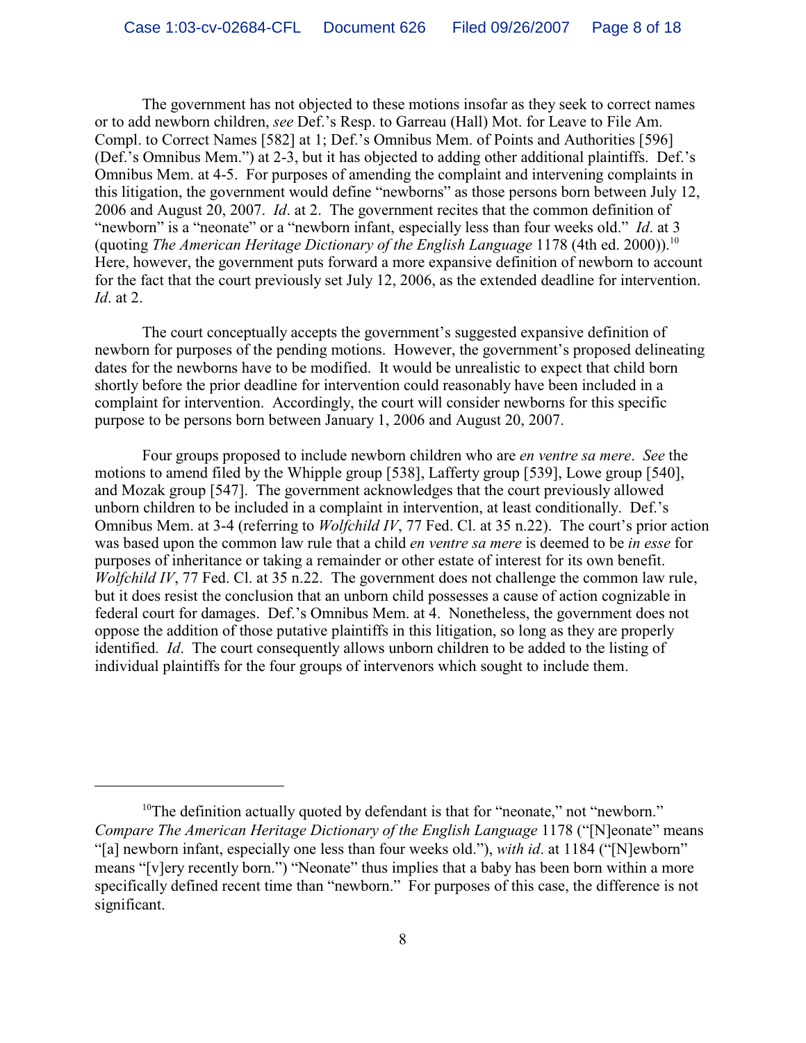The government has not objected to these motions insofar as they seek to correct names or to add newborn children, *see* Def.'s Resp. to Garreau (Hall) Mot. for Leave to File Am. Compl. to Correct Names [582] at 1; Def.'s Omnibus Mem. of Points and Authorities [596] (Def.'s Omnibus Mem.") at 2-3, but it has objected to adding other additional plaintiffs. Def.'s Omnibus Mem. at 4-5. For purposes of amending the complaint and intervening complaints in this litigation, the government would define "newborns" as those persons born between July 12, 2006 and August 20, 2007. *Id*. at 2. The government recites that the common definition of "newborn" is a "neonate" or a "newborn infant, especially less than four weeks old." *Id*. at 3 (quoting *The American Heritage Dictionary of the English Language* 1178 (4th ed. 2000)).[10] Here, however, the government puts forward a more expansive definition of newborn to account for the fact that the court previously set July 12, 2006, as the extended deadline for intervention. *Id*. at 2.

The court conceptually accepts the government's suggested expansive definition of newborn for purposes of the pending motions. However, the government's proposed delineating dates for the newborns have to be modified. It would be unrealistic to expect that child born shortly before the prior deadline for intervention could reasonably have been included in a complaint for intervention. Accordingly, the court will consider newborns for this specific purpose to be persons born between January 1, 2006 and August 20, 2007.

Four groups proposed to include newborn children who are *en ventre sa mere*. *See* the motions to amend filed by the Whipple group [538], Lafferty group [539], Lowe group [540], and Mozak group [547]. The government acknowledges that the court previously allowed unborn children to be included in a complaint in intervention, at least conditionally. Def.'s Omnibus Mem. at 3-4 (referring to *Wolfchild IV*, 77 Fed. Cl. at 35 n.22). The court's prior action was based upon the common law rule that a child *en ventre sa mere* is deemed to be *in esse* for purposes of inheritance or taking a remainder or other estate of interest for its own benefit. *Wolfchild IV*, 77 Fed. Cl. at 35 n.22. The government does not challenge the common law rule, but it does resist the conclusion that an unborn child possesses a cause of action cognizable in federal court for damages. Def.'s Omnibus Mem. at 4. Nonetheless, the government does not oppose the addition of those putative plaintiffs in this litigation, so long as they are properly identified. *Id*. The court consequently allows unborn children to be added to the listing of individual plaintiffs for the four groups of intervenors which sought to include them.

---

[10]The definition actually quoted by defendant is that for "neonate," not "newborn." *Compare The American Heritage Dictionary of the English Language* 1178 ("[N]eonate" means "[a] newborn infant, especially one less than four weeks old."), *with id*. at 1184 ("[N]ewborn" means "[v]ery recently born.") "Neonate" thus implies that a baby has been born within a more specifically defined recent time than "newborn." For purposes of this case, the difference is not significant.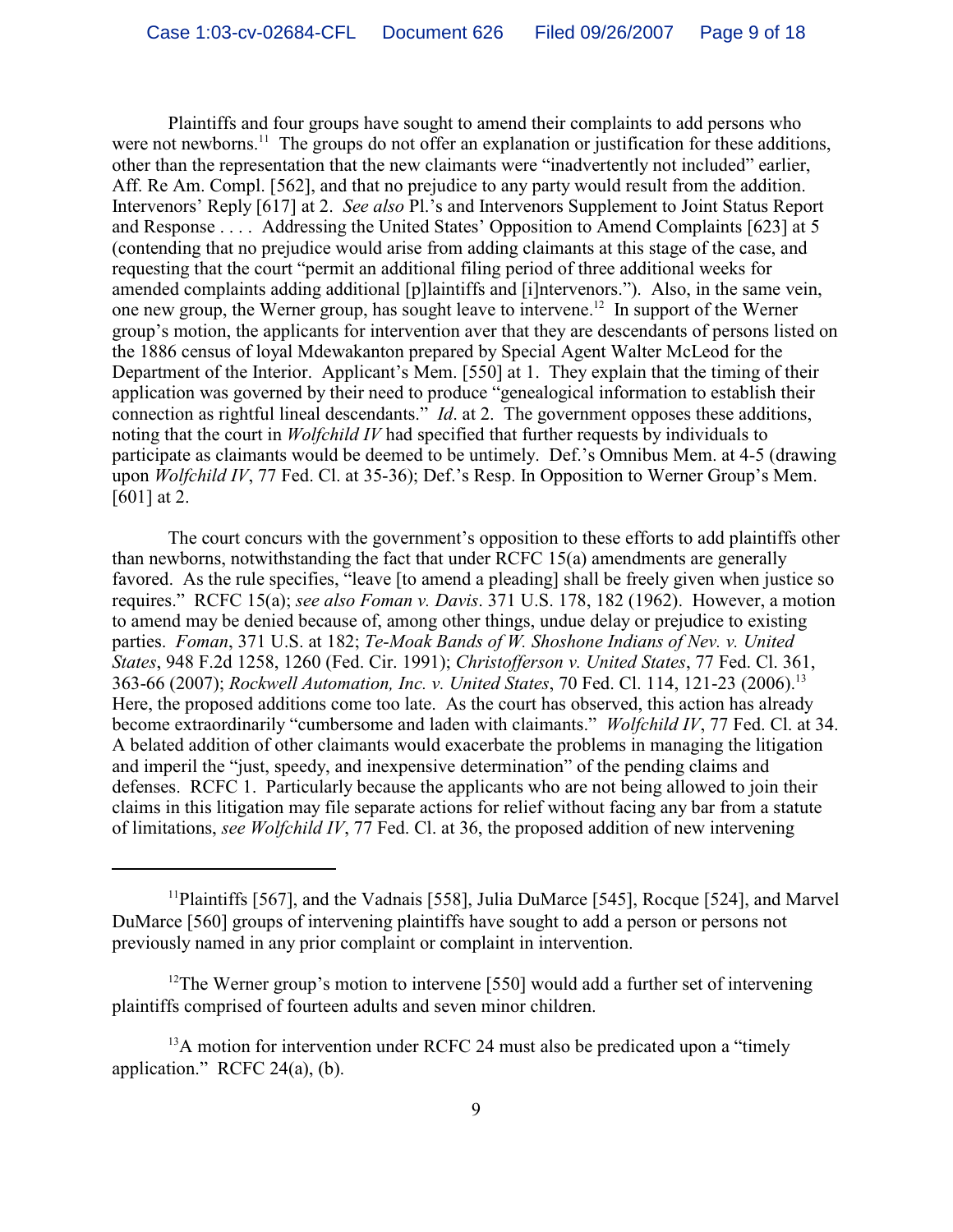Plaintiffs and four groups have sought to amend their complaints to add persons who were not newborns.[11] The groups do not offer an explanation or justification for these additions, other than the representation that the new claimants were "inadvertently not included" earlier, Aff. Re Am. Compl. [562], and that no prejudice to any party would result from the addition. Intervenors' Reply [617] at 2. *See also* Pl.'s and Intervenors Supplement to Joint Status Report and Response . . . . Addressing the United States' Opposition to Amend Complaints [623] at 5 (contending that no prejudice would arise from adding claimants at this stage of the case, and requesting that the court "permit an additional filing period of three additional weeks for amended complaints adding additional [p]laintiffs and [i]ntervenors."). Also, in the same vein, one new group, the Werner group, has sought leave to intervene.[12] In support of the Werner group's motion, the applicants for intervention aver that they are descendants of persons listed on the 1886 census of loyal Mdewakanton prepared by Special Agent Walter McLeod for the Department of the Interior. Applicant's Mem. [550] at 1. They explain that the timing of their application was governed by their need to produce "genealogical information to establish their connection as rightful lineal descendants." *Id*. at 2. The government opposes these additions, noting that the court in *Wolfchild IV* had specified that further requests by individuals to participate as claimants would be deemed to be untimely. Def.'s Omnibus Mem. at 4-5 (drawing upon *Wolfchild IV*, 77 Fed. Cl. at 35-36); Def.'s Resp. In Opposition to Werner Group's Mem. [601] at 2.

The court concurs with the government's opposition to these efforts to add plaintiffs other than newborns, notwithstanding the fact that under RCFC 15(a) amendments are generally favored. As the rule specifies, "leave [to amend a pleading] shall be freely given when justice so requires." RCFC 15(a); *see also Foman v. Davis*. 371 U.S. 178, 182 (1962). However, a motion to amend may be denied because of, among other things, undue delay or prejudice to existing parties. *Foman*, 371 U.S. at 182; *Te-Moak Bands of W. Shoshone Indians of Nev. v. United States*, 948 F.2d 1258, 1260 (Fed. Cir. 1991); *Christofferson v. United States*, 77 Fed. Cl. 361, 363-66 (2007); *Rockwell Automation, Inc. v. United States*, 70 Fed. Cl. 114, 121-23 (2006).[13] Here, the proposed additions come too late. As the court has observed, this action has already become extraordinarily "cumbersome and laden with claimants." *Wolfchild IV*, 77 Fed. Cl. at 34. A belated addition of other claimants would exacerbate the problems in managing the litigation and imperil the "just, speedy, and inexpensive determination" of the pending claims and defenses. RCFC 1. Particularly because the applicants who are not being allowed to join their claims in this litigation may file separate actions for relief without facing any bar from a statute of limitations, *see Wolfchild IV*, 77 Fed. Cl. at 36, the proposed addition of new intervening

---

[11] Plaintiffs [567], and the Vadnais [558], Julia DuMarce [545], Rocque [524], and Marvel DuMarce [560] groups of intervening plaintiffs have sought to add a person or persons not previously named in any prior complaint or complaint in intervention.

[12] The Werner group's motion to intervene [550] would add a further set of intervening plaintiffs comprised of fourteen adults and seven minor children.

[13] A motion for intervention under RCFC 24 must also be predicated upon a "timely application." RCFC 24(a), (b).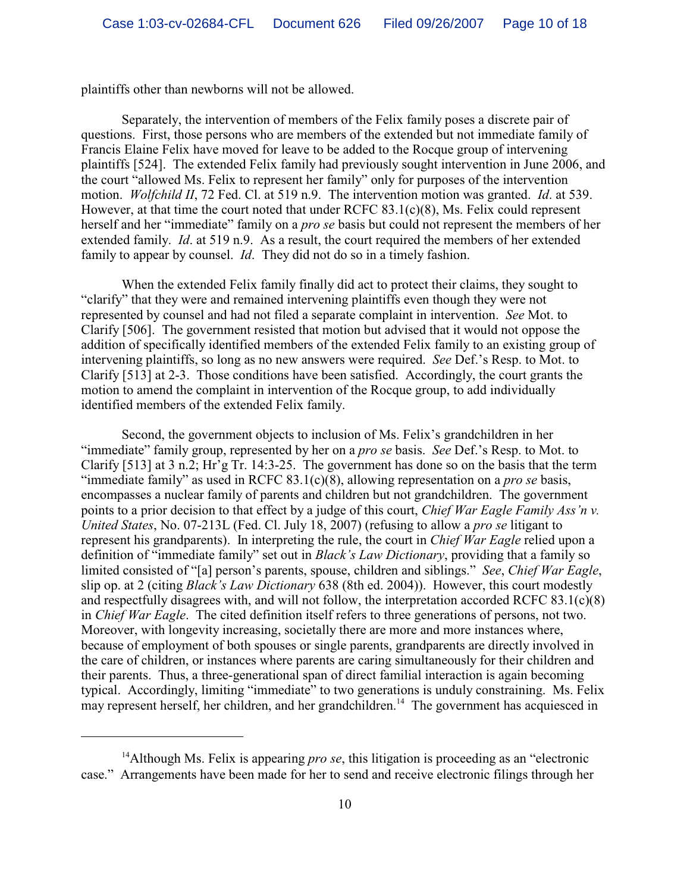plaintiffs other than newborns will not be allowed.

Separately, the intervention of members of the Felix family poses a discrete pair of questions. First, those persons who are members of the extended but not immediate family of Francis Elaine Felix have moved for leave to be added to the Rocque group of intervening plaintiffs [524]. The extended Felix family had previously sought intervention in June 2006, and the court "allowed Ms. Felix to represent her family" only for purposes of the intervention motion. *Wolfchild II*, 72 Fed. Cl. at 519 n.9. The intervention motion was granted. *Id*. at 539. However, at that time the court noted that under RCFC 83.1(c)(8), Ms. Felix could represent herself and her "immediate" family on a *pro se* basis but could not represent the members of her extended family. *Id*. at 519 n.9. As a result, the court required the members of her extended family to appear by counsel. *Id*. They did not do so in a timely fashion.

When the extended Felix family finally did act to protect their claims, they sought to "clarify" that they were and remained intervening plaintiffs even though they were not represented by counsel and had not filed a separate complaint in intervention. *See* Mot. to Clarify [506]. The government resisted that motion but advised that it would not oppose the addition of specifically identified members of the extended Felix family to an existing group of intervening plaintiffs, so long as no new answers were required. *See* Def.'s Resp. to Mot. to Clarify [513] at 2-3. Those conditions have been satisfied. Accordingly, the court grants the motion to amend the complaint in intervention of the Rocque group, to add individually identified members of the extended Felix family.

Second, the government objects to inclusion of Ms. Felix's grandchildren in her "immediate" family group, represented by her on a *pro se* basis. *See* Def.'s Resp. to Mot. to Clarify [513] at 3 n.2; Hr'g Tr. 14:3-25. The government has done so on the basis that the term "immediate family" as used in RCFC 83.1(c)(8), allowing representation on a *pro se* basis, encompasses a nuclear family of parents and children but not grandchildren. The government points to a prior decision to that effect by a judge of this court, *Chief War Eagle Family Ass'n v. United States*, No. 07-213L (Fed. Cl. July 18, 2007) (refusing to allow a *pro se* litigant to represent his grandparents). In interpreting the rule, the court in *Chief War Eagle* relied upon a definition of "immediate family" set out in *Black's Law Dictionary*, providing that a family so limited consisted of "[a] person's parents, spouse, children and siblings." *See*, *Chief War Eagle*, slip op. at 2 (citing *Black's Law Dictionary* 638 (8th ed. 2004)). However, this court modestly and respectfully disagrees with, and will not follow, the interpretation accorded RCFC 83.1(c)(8) in *Chief War Eagle*. The cited definition itself refers to three generations of persons, not two. Moreover, with longevity increasing, societally there are more and more instances where, because of employment of both spouses or single parents, grandparents are directly involved in the care of children, or instances where parents are caring simultaneously for their children and their parents. Thus, a three-generational span of direct familial interaction is again becoming typical. Accordingly, limiting "immediate" to two generations is unduly constraining. Ms. Felix may represent herself, her children, and her grandchildren.[14] The government has acquiesced in

[14] Although Ms. Felix is appearing *pro se*, this litigation is proceeding as an "electronic case." Arrangements have been made for her to send and receive electronic filings through her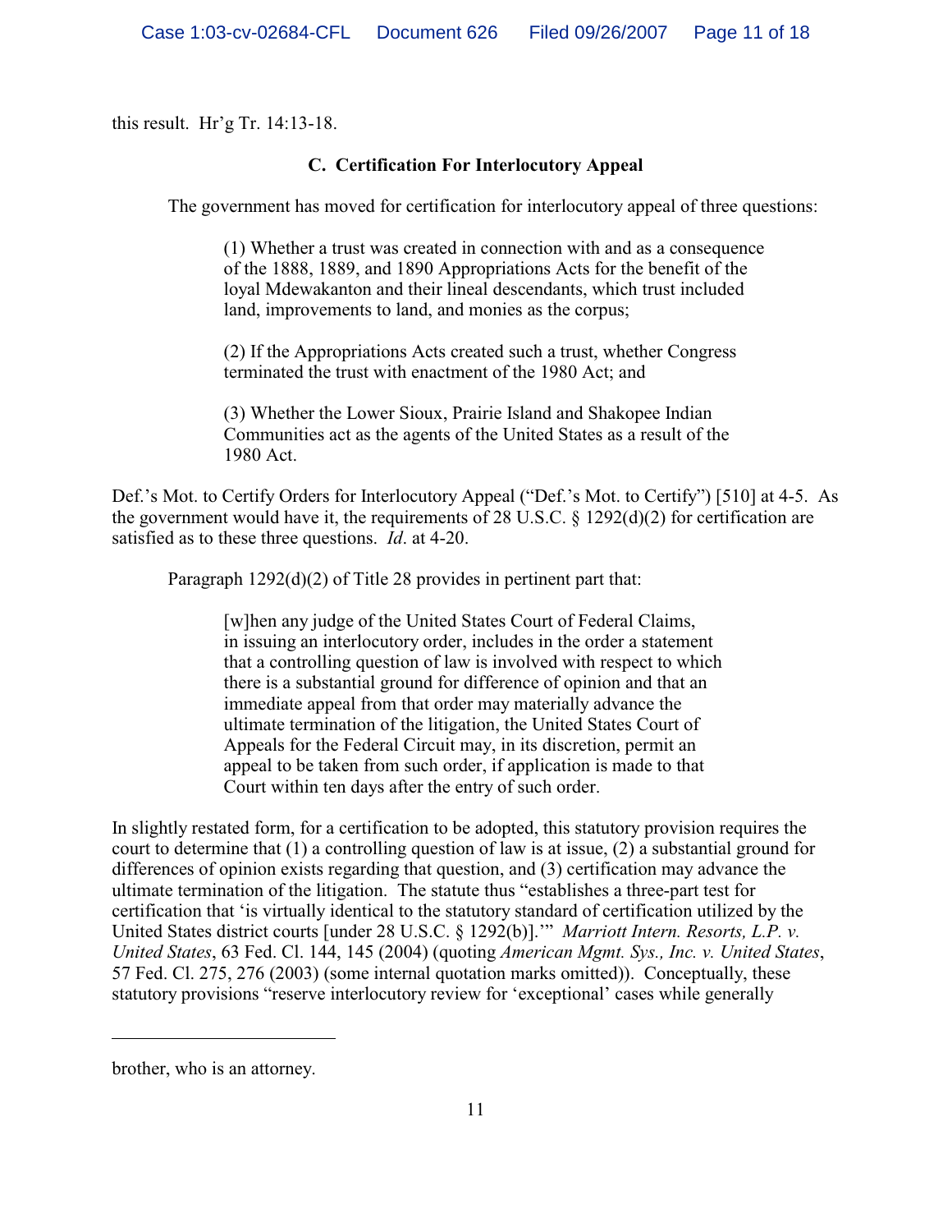this result. Hr'g Tr. 14:13-18.

### C. Certification For Interlocutory Appeal

The government has moved for certification for interlocutory appeal of three questions:

> (1) Whether a trust was created in connection with and as a consequence of the 1888, 1889, and 1890 Appropriations Acts for the benefit of the loyal Mdewakanton and their lineal descendants, which trust included land, improvements to land, and monies as the corpus;
>
> (2) If the Appropriations Acts created such a trust, whether Congress terminated the trust with enactment of the 1980 Act; and
>
> (3) Whether the Lower Sioux, Prairie Island and Shakopee Indian Communities act as the agents of the United States as a result of the 1980 Act.

Def.'s Mot. to Certify Orders for Interlocutory Appeal ("Def.'s Mot. to Certify") [510] at 4-5. As the government would have it, the requirements of 28 U.S.C. § 1292(d)(2) for certification are satisfied as to these three questions. *Id*. at 4-20.

Paragraph 1292(d)(2) of Title 28 provides in pertinent part that:

> [w]hen any judge of the United States Court of Federal Claims, in issuing an interlocutory order, includes in the order a statement that a controlling question of law is involved with respect to which there is a substantial ground for difference of opinion and that an immediate appeal from that order may materially advance the ultimate termination of the litigation, the United States Court of Appeals for the Federal Circuit may, in its discretion, permit an appeal to be taken from such order, if application is made to that Court within ten days after the entry of such order.

In slightly restated form, for a certification to be adopted, this statutory provision requires the court to determine that (1) a controlling question of law is at issue, (2) a substantial ground for differences of opinion exists regarding that question, and (3) certification may advance the ultimate termination of the litigation. The statute thus "establishes a three-part test for certification that 'is virtually identical to the statutory standard of certification utilized by the United States district courts [under 28 U.S.C. § 1292(b)].'" *Marriott Intern. Resorts, L.P. v. United States*, 63 Fed. Cl. 144, 145 (2004) (quoting *American Mgmt. Sys., Inc. v. United States*, 57 Fed. Cl. 275, 276 (2003) (some internal quotation marks omitted)). Conceptually, these statutory provisions "reserve interlocutory review for 'exceptional' cases while generally

---

brother, who is an attorney.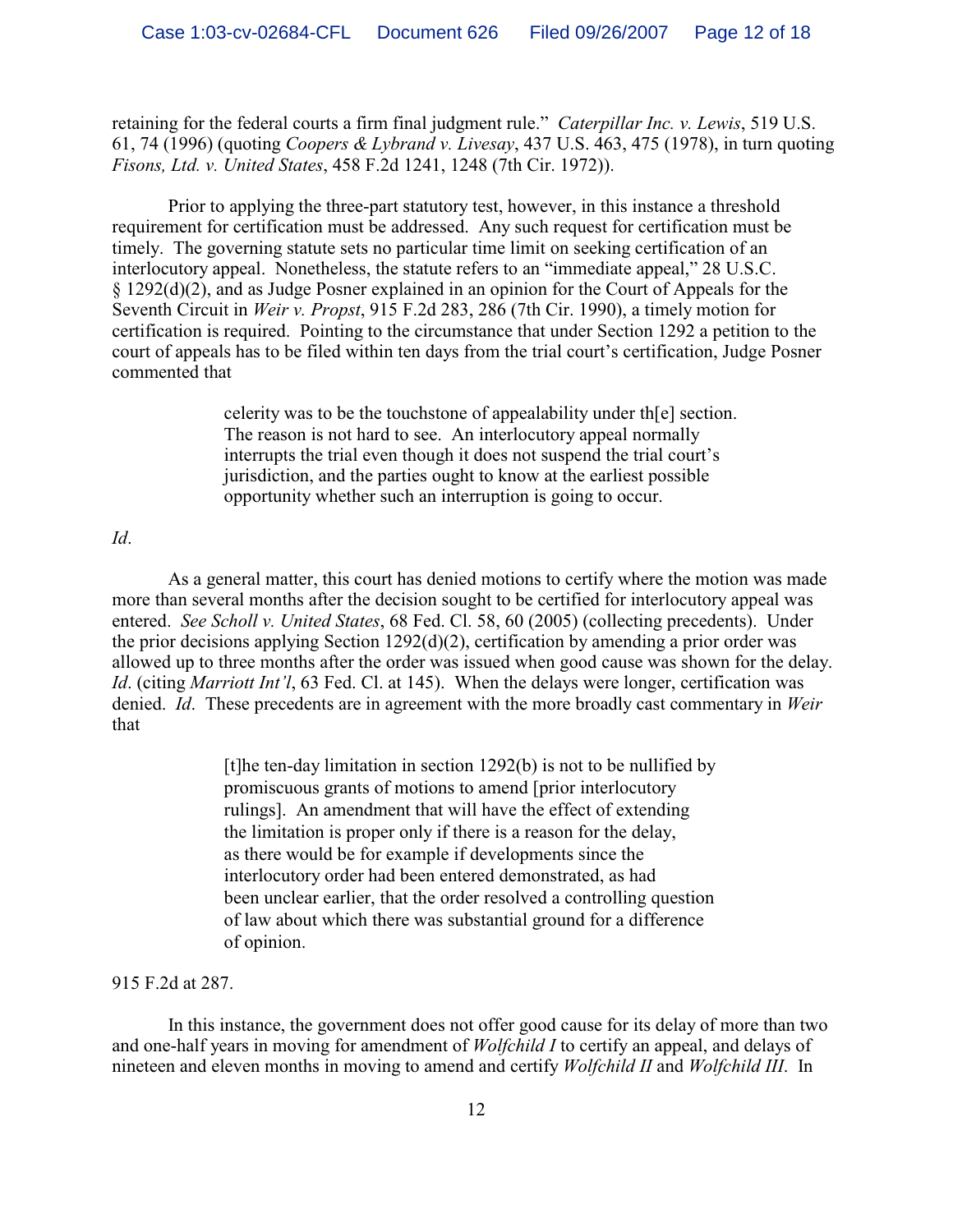retaining for the federal courts a firm final judgment rule." *Caterpillar Inc. v. Lewis*, 519 U.S. 61, 74 (1996) (quoting *Coopers & Lybrand v. Livesay*, 437 U.S. 463, 475 (1978), in turn quoting *Fisons, Ltd. v. United States*, 458 F.2d 1241, 1248 (7th Cir. 1972)).

Prior to applying the three-part statutory test, however, in this instance a threshold requirement for certification must be addressed. Any such request for certification must be timely. The governing statute sets no particular time limit on seeking certification of an interlocutory appeal. Nonetheless, the statute refers to an "immediate appeal," 28 U.S.C. § 1292(d)(2), and as Judge Posner explained in an opinion for the Court of Appeals for the Seventh Circuit in *Weir v. Propst*, 915 F.2d 283, 286 (7th Cir. 1990), a timely motion for certification is required. Pointing to the circumstance that under Section 1292 a petition to the court of appeals has to be filed within ten days from the trial court's certification, Judge Posner commented that

> celerity was to be the touchstone of appealability under th[e] section. The reason is not hard to see. An interlocutory appeal normally interrupts the trial even though it does not suspend the trial court's jurisdiction, and the parties ought to know at the earliest possible opportunity whether such an interruption is going to occur.

*Id*.

As a general matter, this court has denied motions to certify where the motion was made more than several months after the decision sought to be certified for interlocutory appeal was entered. *See Scholl v. United States*, 68 Fed. Cl. 58, 60 (2005) (collecting precedents). Under the prior decisions applying Section 1292(d)(2), certification by amending a prior order was allowed up to three months after the order was issued when good cause was shown for the delay. *Id*. (citing *Marriott Int'l*, 63 Fed. Cl. at 145). When the delays were longer, certification was denied. *Id*. These precedents are in agreement with the more broadly cast commentary in *Weir* that

> [t]he ten-day limitation in section 1292(b) is not to be nullified by promiscuous grants of motions to amend [prior interlocutory rulings]. An amendment that will have the effect of extending the limitation is proper only if there is a reason for the delay, as there would be for example if developments since the interlocutory order had been entered demonstrated, as had been unclear earlier, that the order resolved a controlling question of law about which there was substantial ground for a difference of opinion.

915 F.2d at 287.

In this instance, the government does not offer good cause for its delay of more than two and one-half years in moving for amendment of *Wolfchild I* to certify an appeal, and delays of nineteen and eleven months in moving to amend and certify *Wolfchild II* and *Wolfchild III*. In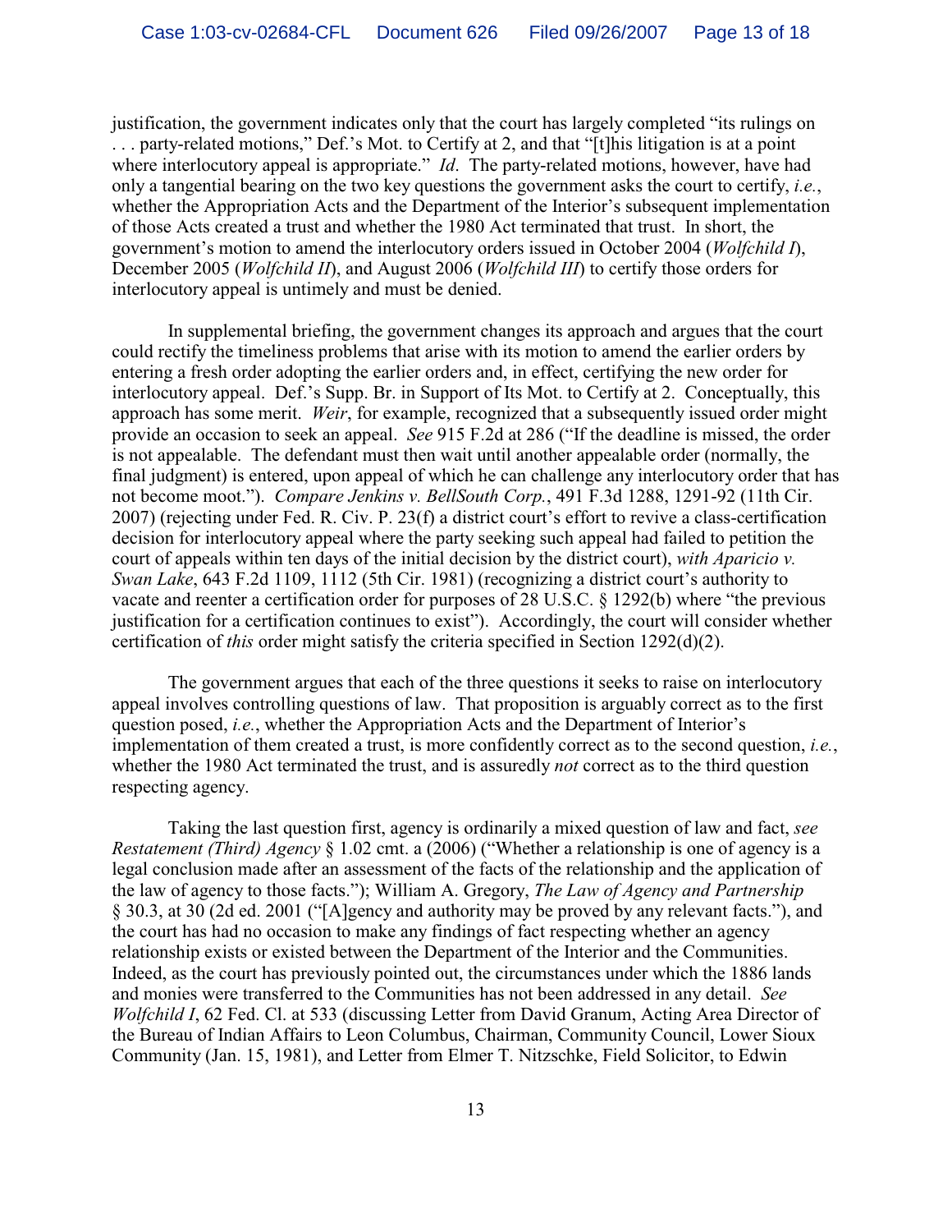justification, the government indicates only that the court has largely completed "its rulings on . . . party-related motions," Def.'s Mot. to Certify at 2, and that "[t]his litigation is at a point where interlocutory appeal is appropriate." *Id*. The party-related motions, however, have had only a tangential bearing on the two key questions the government asks the court to certify, *i.e.*, whether the Appropriation Acts and the Department of the Interior's subsequent implementation of those Acts created a trust and whether the 1980 Act terminated that trust. In short, the government's motion to amend the interlocutory orders issued in October 2004 (*Wolfchild I*), December 2005 (*Wolfchild II*), and August 2006 (*Wolfchild III*) to certify those orders for interlocutory appeal is untimely and must be denied.

In supplemental briefing, the government changes its approach and argues that the court could rectify the timeliness problems that arise with its motion to amend the earlier orders by entering a fresh order adopting the earlier orders and, in effect, certifying the new order for interlocutory appeal. Def.'s Supp. Br. in Support of Its Mot. to Certify at 2. Conceptually, this approach has some merit. *Weir*, for example, recognized that a subsequently issued order might provide an occasion to seek an appeal. *See* 915 F.2d at 286 ("If the deadline is missed, the order is not appealable. The defendant must then wait until another appealable order (normally, the final judgment) is entered, upon appeal of which he can challenge any interlocutory order that has not become moot."). *Compare Jenkins v. BellSouth Corp.*, 491 F.3d 1288, 1291-92 (11th Cir. 2007) (rejecting under Fed. R. Civ. P. 23(f) a district court's effort to revive a class-certification decision for interlocutory appeal where the party seeking such appeal had failed to petition the court of appeals within ten days of the initial decision by the district court), *with Aparicio v. Swan Lake*, 643 F.2d 1109, 1112 (5th Cir. 1981) (recognizing a district court's authority to vacate and reenter a certification order for purposes of 28 U.S.C. § 1292(b) where "the previous justification for a certification continues to exist"). Accordingly, the court will consider whether certification of *this* order might satisfy the criteria specified in Section 1292(d)(2).

The government argues that each of the three questions it seeks to raise on interlocutory appeal involves controlling questions of law. That proposition is arguably correct as to the first question posed, *i.e.*, whether the Appropriation Acts and the Department of Interior's implementation of them created a trust, is more confidently correct as to the second question, *i.e.*, whether the 1980 Act terminated the trust, and is assuredly *not* correct as to the third question respecting agency.

Taking the last question first, agency is ordinarily a mixed question of law and fact, *see Restatement (Third) Agency* § 1.02 cmt. a (2006) ("Whether a relationship is one of agency is a legal conclusion made after an assessment of the facts of the relationship and the application of the law of agency to those facts."); William A. Gregory, *The Law of Agency and Partnership* § 30.3, at 30 (2d ed. 2001 ("[A]gency and authority may be proved by any relevant facts."), and the court has had no occasion to make any findings of fact respecting whether an agency relationship exists or existed between the Department of the Interior and the Communities. Indeed, as the court has previously pointed out, the circumstances under which the 1886 lands and monies were transferred to the Communities has not been addressed in any detail. *See Wolfchild I*, 62 Fed. Cl. at 533 (discussing Letter from David Granum, Acting Area Director of the Bureau of Indian Affairs to Leon Columbus, Chairman, Community Council, Lower Sioux Community (Jan. 15, 1981), and Letter from Elmer T. Nitzschke, Field Solicitor, to Edwin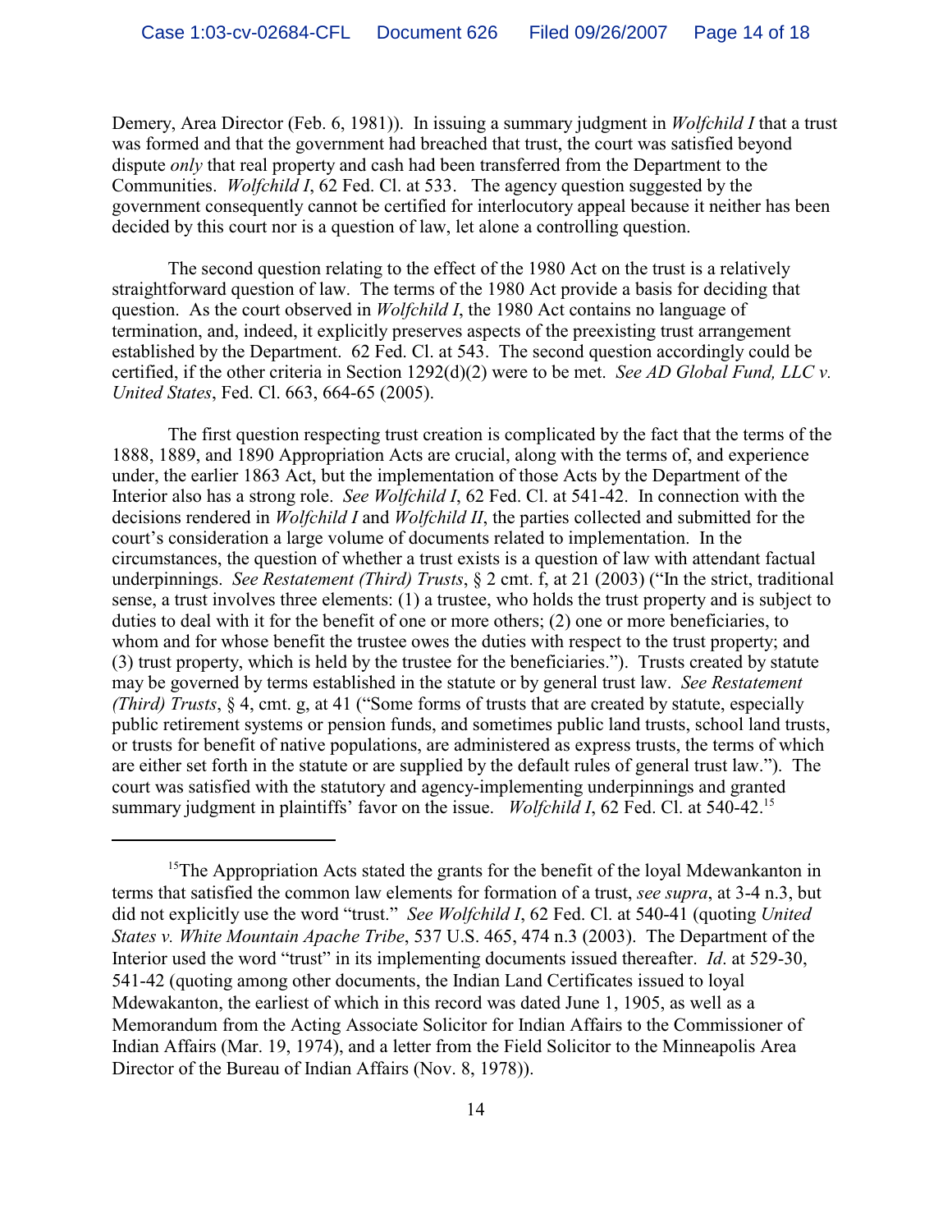Demery, Area Director (Feb. 6, 1981)). In issuing a summary judgment in *Wolfchild I* that a trust was formed and that the government had breached that trust, the court was satisfied beyond dispute *only* that real property and cash had been transferred from the Department to the Communities. *Wolfchild I*, 62 Fed. Cl. at 533. The agency question suggested by the government consequently cannot be certified for interlocutory appeal because it neither has been decided by this court nor is a question of law, let alone a controlling question.

The second question relating to the effect of the 1980 Act on the trust is a relatively straightforward question of law. The terms of the 1980 Act provide a basis for deciding that question. As the court observed in *Wolfchild I*, the 1980 Act contains no language of termination, and, indeed, it explicitly preserves aspects of the preexisting trust arrangement established by the Department. 62 Fed. Cl. at 543. The second question accordingly could be certified, if the other criteria in Section 1292(d)(2) were to be met. *See AD Global Fund, LLC v. United States*, Fed. Cl. 663, 664-65 (2005).

The first question respecting trust creation is complicated by the fact that the terms of the 1888, 1889, and 1890 Appropriation Acts are crucial, along with the terms of, and experience under, the earlier 1863 Act, but the implementation of those Acts by the Department of the Interior also has a strong role. *See Wolfchild I*, 62 Fed. Cl. at 541-42. In connection with the decisions rendered in *Wolfchild I* and *Wolfchild II*, the parties collected and submitted for the court's consideration a large volume of documents related to implementation. In the circumstances, the question of whether a trust exists is a question of law with attendant factual underpinnings. *See Restatement (Third) Trusts*, § 2 cmt. f, at 21 (2003) ("In the strict, traditional sense, a trust involves three elements: (1) a trustee, who holds the trust property and is subject to duties to deal with it for the benefit of one or more others; (2) one or more beneficiaries, to whom and for whose benefit the trustee owes the duties with respect to the trust property; and (3) trust property, which is held by the trustee for the beneficiaries."). Trusts created by statute may be governed by terms established in the statute or by general trust law. *See Restatement (Third) Trusts*, § 4, cmt. g, at 41 ("Some forms of trusts that are created by statute, especially public retirement systems or pension funds, and sometimes public land trusts, school land trusts, or trusts for benefit of native populations, are administered as express trusts, the terms of which are either set forth in the statute or are supplied by the default rules of general trust law."). The court was satisfied with the statutory and agency-implementing underpinnings and granted summary judgment in plaintiffs' favor on the issue. *Wolfchild I*, 62 Fed. Cl. at 540-42.[15]

---

[15]The Appropriation Acts stated the grants for the benefit of the loyal Mdewankanton in terms that satisfied the common law elements for formation of a trust, *see supra*, at 3-4 n.3, but did not explicitly use the word "trust." *See Wolfchild I*, 62 Fed. Cl. at 540-41 (quoting *United States v. White Mountain Apache Tribe*, 537 U.S. 465, 474 n.3 (2003). The Department of the Interior used the word "trust" in its implementing documents issued thereafter. *Id*. at 529-30, 541-42 (quoting among other documents, the Indian Land Certificates issued to loyal Mdewakanton, the earliest of which in this record was dated June 1, 1905, as well as a Memorandum from the Acting Associate Solicitor for Indian Affairs to the Commissioner of Indian Affairs (Mar. 19, 1974), and a letter from the Field Solicitor to the Minneapolis Area Director of the Bureau of Indian Affairs (Nov. 8, 1978)).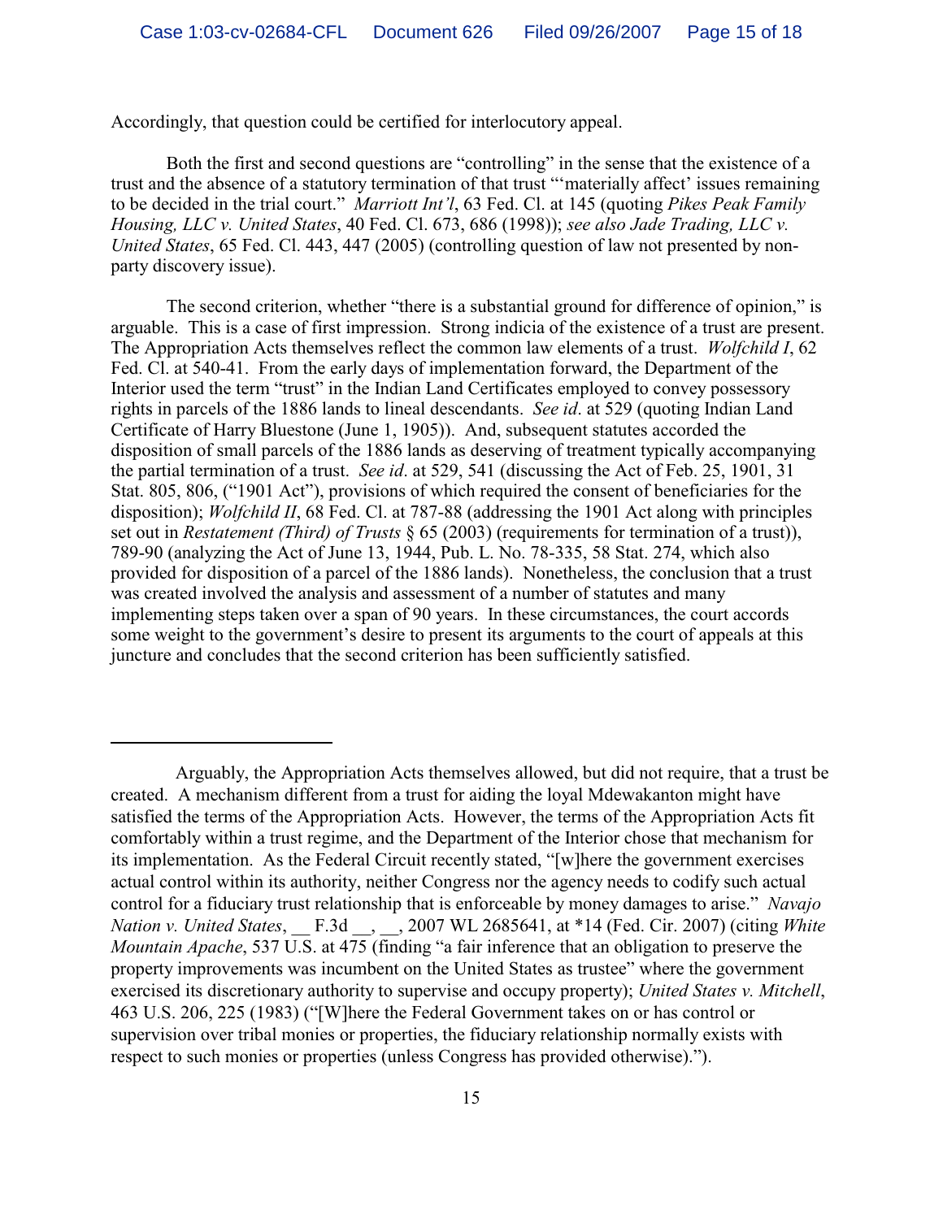Accordingly, that question could be certified for interlocutory appeal.

Both the first and second questions are "controlling" in the sense that the existence of a trust and the absence of a statutory termination of that trust "'materially affect' issues remaining to be decided in the trial court." *Marriott Int'l*, 63 Fed. Cl. at 145 (quoting *Pikes Peak Family Housing, LLC v. United States*, 40 Fed. Cl. 673, 686 (1998)); *see also Jade Trading, LLC v. United States*, 65 Fed. Cl. 443, 447 (2005) (controlling question of law not presented by non-party discovery issue).

The second criterion, whether "there is a substantial ground for difference of opinion," is arguable. This is a case of first impression. Strong indicia of the existence of a trust are present. The Appropriation Acts themselves reflect the common law elements of a trust. *Wolfchild I*, 62 Fed. Cl. at 540-41. From the early days of implementation forward, the Department of the Interior used the term "trust" in the Indian Land Certificates employed to convey possessory rights in parcels of the 1886 lands to lineal descendants. *See id*. at 529 (quoting Indian Land Certificate of Harry Bluestone (June 1, 1905)). And, subsequent statutes accorded the disposition of small parcels of the 1886 lands as deserving of treatment typically accompanying the partial termination of a trust. *See id*. at 529, 541 (discussing the Act of Feb. 25, 1901, 31 Stat. 805, 806, ("1901 Act"), provisions of which required the consent of beneficiaries for the disposition); *Wolfchild II*, 68 Fed. Cl. at 787-88 (addressing the 1901 Act along with principles set out in *Restatement (Third) of Trusts* § 65 (2003) (requirements for termination of a trust)), 789-90 (analyzing the Act of June 13, 1944, Pub. L. No. 78-335, 58 Stat. 274, which also provided for disposition of a parcel of the 1886 lands). Nonetheless, the conclusion that a trust was created involved the analysis and assessment of a number of statutes and many implementing steps taken over a span of 90 years. In these circumstances, the court accords some weight to the government's desire to present its arguments to the court of appeals at this juncture and concludes that the second criterion has been sufficiently satisfied.

---

Arguably, the Appropriation Acts themselves allowed, but did not require, that a trust be created. A mechanism different from a trust for aiding the loyal Mdewakanton might have satisfied the terms of the Appropriation Acts. However, the terms of the Appropriation Acts fit comfortably within a trust regime, and the Department of the Interior chose that mechanism for its implementation. As the Federal Circuit recently stated, "[w]here the government exercises actual control within its authority, neither Congress nor the agency needs to codify such actual control for a fiduciary trust relationship that is enforceable by money damages to arise." *Navajo Nation v. United States*, __ F.3d __, __, 2007 WL 2685641, at *14 (Fed. Cir. 2007) (citing *White Mountain Apache*, 537 U.S. at 475 (finding "a fair inference that an obligation to preserve the property improvements was incumbent on the United States as trustee" where the government exercised its discretionary authority to supervise and occupy property); *United States v. Mitchell*, 463 U.S. 206, 225 (1983) ("[W]here the Federal Government takes on or has control or supervision over tribal monies or properties, the fiduciary relationship normally exists with respect to such monies or properties (unless Congress has provided otherwise).").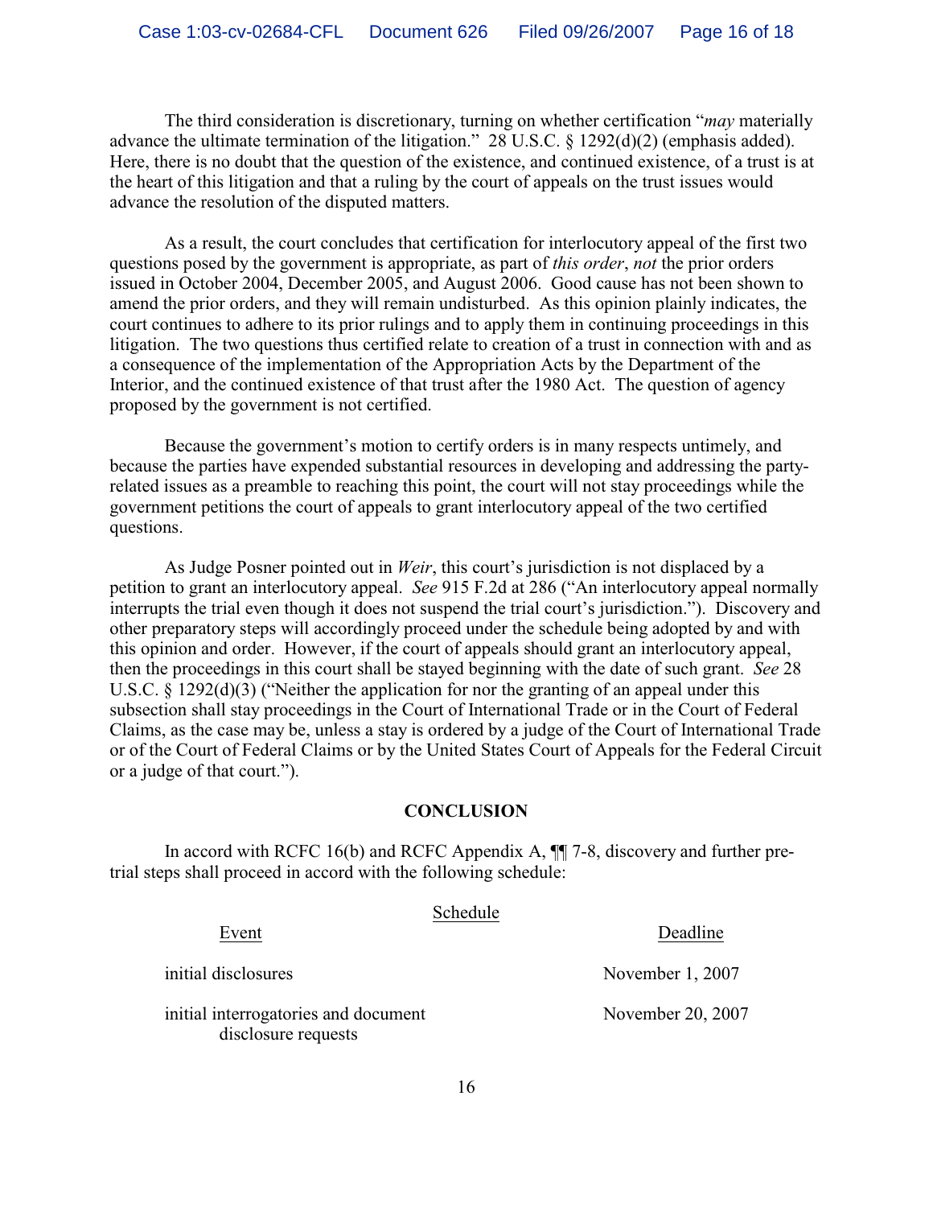The third consideration is discretionary, turning on whether certification "*may* materially advance the ultimate termination of the litigation." 28 U.S.C. § 1292(d)(2) (emphasis added). Here, there is no doubt that the question of the existence, and continued existence, of a trust is at the heart of this litigation and that a ruling by the court of appeals on the trust issues would advance the resolution of the disputed matters.

As a result, the court concludes that certification for interlocutory appeal of the first two questions posed by the government is appropriate, as part of *this order*, *not* the prior orders issued in October 2004, December 2005, and August 2006. Good cause has not been shown to amend the prior orders, and they will remain undisturbed. As this opinion plainly indicates, the court continues to adhere to its prior rulings and to apply them in continuing proceedings in this litigation. The two questions thus certified relate to creation of a trust in connection with and as a consequence of the implementation of the Appropriation Acts by the Department of the Interior, and the continued existence of that trust after the 1980 Act. The question of agency proposed by the government is not certified.

Because the government's motion to certify orders is in many respects untimely, and because the parties have expended substantial resources in developing and addressing the party-related issues as a preamble to reaching this point, the court will not stay proceedings while the government petitions the court of appeals to grant interlocutory appeal of the two certified questions.

As Judge Posner pointed out in *Weir*, this court's jurisdiction is not displaced by a petition to grant an interlocutory appeal. *See* 915 F.2d at 286 ("An interlocutory appeal normally interrupts the trial even though it does not suspend the trial court's jurisdiction."). Discovery and other preparatory steps will accordingly proceed under the schedule being adopted by and with this opinion and order. However, if the court of appeals should grant an interlocutory appeal, then the proceedings in this court shall be stayed beginning with the date of such grant. *See* 28 U.S.C. § 1292(d)(3) ("Neither the application for nor the granting of an appeal under this subsection shall stay proceedings in the Court of International Trade or in the Court of Federal Claims, as the case may be, unless a stay is ordered by a judge of the Court of International Trade or of the Court of Federal Claims or by the United States Court of Appeals for the Federal Circuit or a judge of that court.").

## CONCLUSION

In accord with RCFC 16(b) and RCFC Appendix A, ¶¶ 7-8, discovery and further pre-trial steps shall proceed in accord with the following schedule:

Schedule

| Event | Deadline |
|---|---|
| initial disclosures | November 1, 2007 |
| initial interrogatories and document disclosure requests | November 20, 2007 |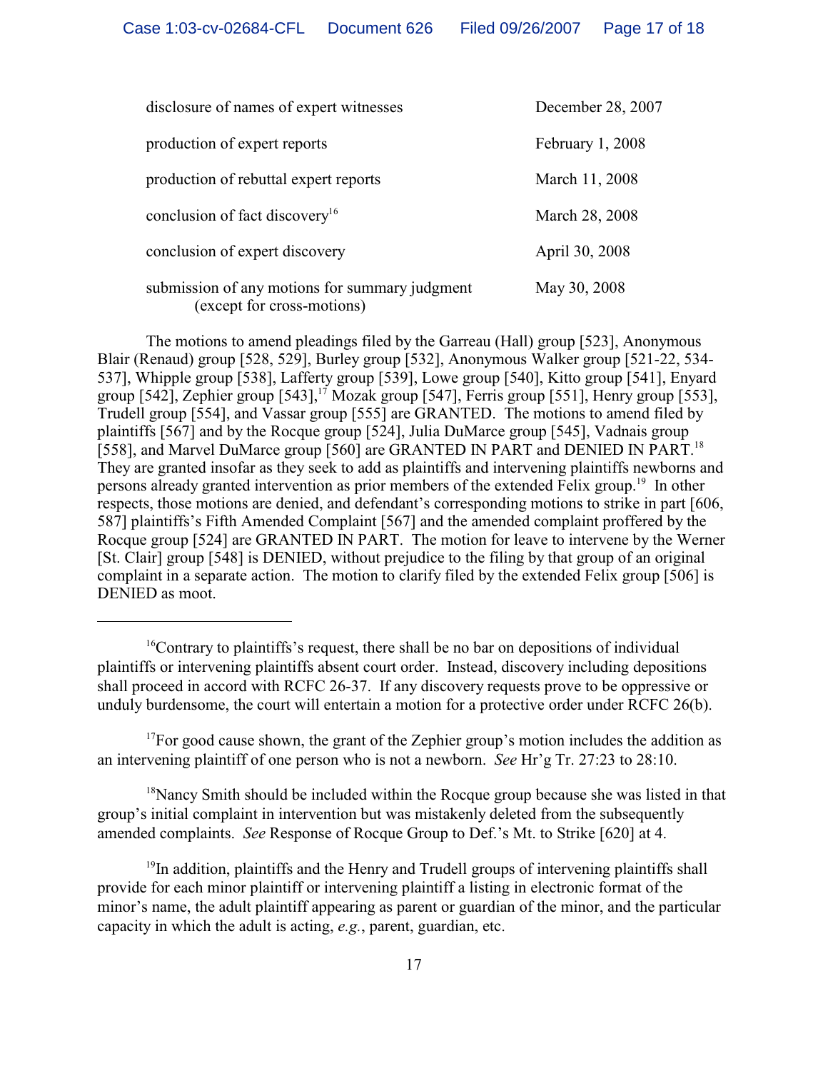| | |
|---|---|
| disclosure of names of expert witnesses | December 28, 2007 |
| production of expert reports | February 1, 2008 |
| production of rebuttal expert reports | March 11, 2008 |
| conclusion of fact discovery[16] | March 28, 2008 |
| conclusion of expert discovery | April 30, 2008 |
| submission of any motions for summary judgment (except for cross-motions) | May 30, 2008 |

The motions to amend pleadings filed by the Garreau (Hall) group [523], Anonymous Blair (Renaud) group [528, 529], Burley group [532], Anonymous Walker group [521-22, 534-537], Whipple group [538], Lafferty group [539], Lowe group [540], Kitto group [541], Enyard group [542], Zephier group [543],[17] Mozak group [547], Ferris group [551], Henry group [553], Trudell group [554], and Vassar group [555] are GRANTED. The motions to amend filed by plaintiffs [567] and by the Rocque group [524], Julia DuMarce group [545], Vadnais group [558], and Marvel DuMarce group [560] are GRANTED IN PART and DENIED IN PART.[18] They are granted insofar as they seek to add as plaintiffs and intervening plaintiffs newborns and persons already granted intervention as prior members of the extended Felix group.[19] In other respects, those motions are denied, and defendant's corresponding motions to strike in part [606, 587] plaintiffs's Fifth Amended Complaint [567] and the amended complaint proffered by the Rocque group [524] are GRANTED IN PART. The motion for leave to intervene by the Werner [St. Clair] group [548] is DENIED, without prejudice to the filing by that group of an original complaint in a separate action. The motion to clarify filed by the extended Felix group [506] is DENIED as moot.

---

[16]Contrary to plaintiffs's request, there shall be no bar on depositions of individual plaintiffs or intervening plaintiffs absent court order. Instead, discovery including depositions shall proceed in accord with RCFC 26-37. If any discovery requests prove to be oppressive or unduly burdensome, the court will entertain a motion for a protective order under RCFC 26(b).

[17]For good cause shown, the grant of the Zephier group's motion includes the addition as an intervening plaintiff of one person who is not a newborn. *See* Hr'g Tr. 27:23 to 28:10.

[18]Nancy Smith should be included within the Rocque group because she was listed in that group's initial complaint in intervention but was mistakenly deleted from the subsequently amended complaints. *See* Response of Rocque Group to Def.'s Mt. to Strike [620] at 4.

[19]In addition, plaintiffs and the Henry and Trudell groups of intervening plaintiffs shall provide for each minor plaintiff or intervening plaintiff a listing in electronic format of the minor's name, the adult plaintiff appearing as parent or guardian of the minor, and the particular capacity in which the adult is acting, *e.g.*, parent, guardian, etc.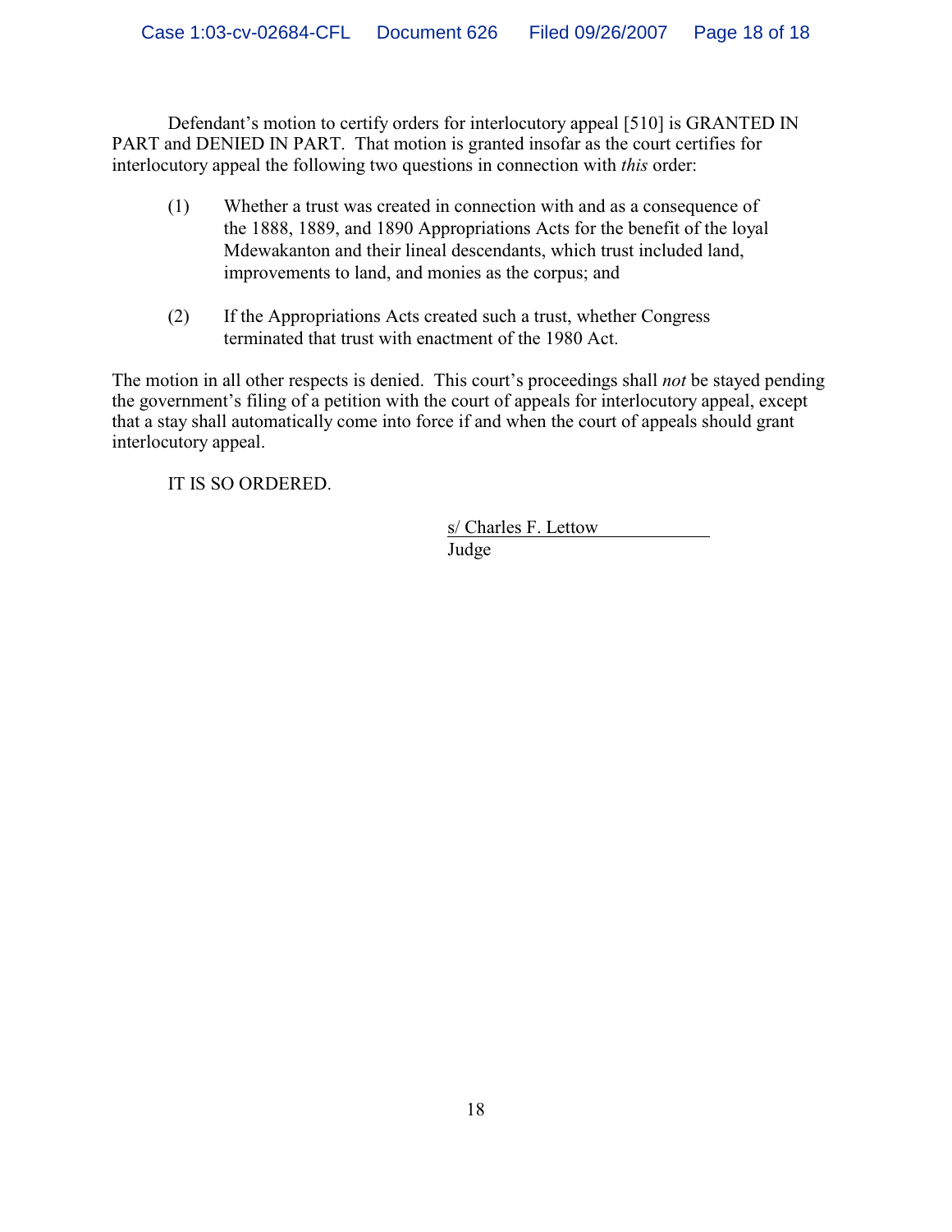Defendant's motion to certify orders for interlocutory appeal [510] is GRANTED IN PART and DENIED IN PART. That motion is granted insofar as the court certifies for interlocutory appeal the following two questions in connection with *this* order:

(1) Whether a trust was created in connection with and as a consequence of the 1888, 1889, and 1890 Appropriations Acts for the benefit of the loyal Mdewakanton and their lineal descendants, which trust included land, improvements to land, and monies as the corpus; and

(2) If the Appropriations Acts created such a trust, whether Congress terminated that trust with enactment of the 1980 Act.

The motion in all other respects is denied. This court's proceedings shall *not* be stayed pending the government's filing of a petition with the court of appeals for interlocutory appeal, except that a stay shall automatically come into force if and when the court of appeals should grant interlocutory appeal.

IT IS SO ORDERED.

s/ Charles F. Lettow
Judge